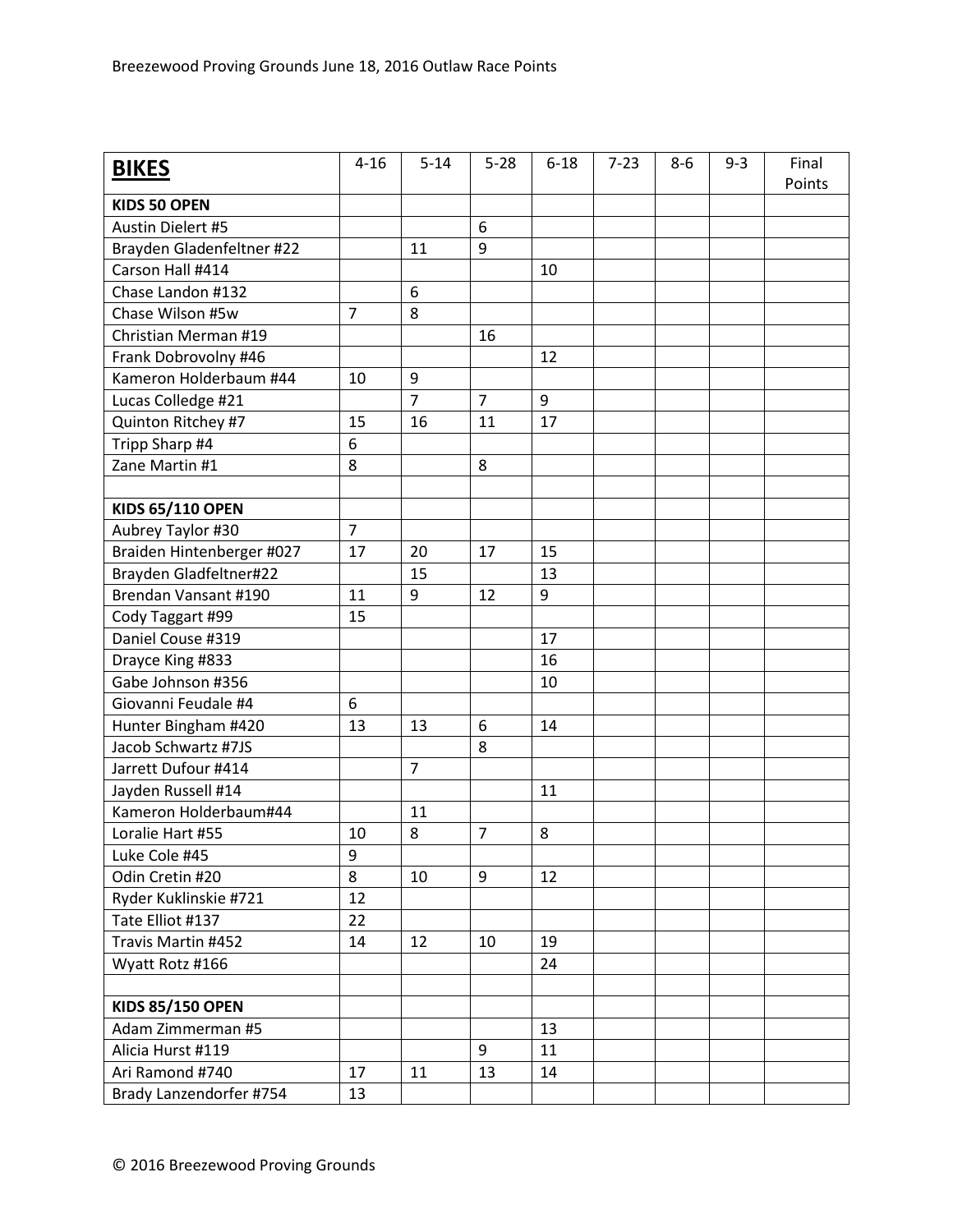Breezewood Proving Grounds June 18, 2016 Outlaw Race Points

| **BIKES** | 4-16 | 5-14 | 5-28 | 6-18 | 7-23 | 8-6 | 9-3 | Final Points |
|---|---|---|---|---|---|---|---|---|
| **KIDS 50 OPEN** | | | | | | | | |
| Austin Dielert #5 | | | 6 | | | | | |
| Brayden Gladenfeltner #22 | | 11 | 9 | | | | | |
| Carson Hall #414 | | | | 10 | | | | |
| Chase Landon #132 | | 6 | | | | | | |
| Chase Wilson #5w | 7 | 8 | | | | | | |
| Christian Merman #19 | | | 16 | | | | | |
| Frank Dobrovolny #46 | | | | 12 | | | | |
| Kameron Holderbaum #44 | 10 | 9 | | | | | | |
| Lucas Colledge #21 | | 7 | 7 | 9 | | | | |
| Quinton Ritchey #7 | 15 | 16 | 11 | 17 | | | | |
| Tripp Sharp #4 | 6 | | | | | | | |
| Zane Martin #1 | 8 | | 8 | | | | | |
| | | | | | | | | |
| **KIDS 65/110 OPEN** | | | | | | | | |
| Aubrey Taylor #30 | 7 | | | | | | | |
| Braiden Hintenberger #027 | 17 | 20 | 17 | 15 | | | | |
| Brayden Gladfeltner#22 | | 15 | | 13 | | | | |
| Brendan Vansant #190 | 11 | 9 | 12 | 9 | | | | |
| Cody Taggart #99 | 15 | | | | | | | |
| Daniel Couse #319 | | | | 17 | | | | |
| Drayce King #833 | | | | 16 | | | | |
| Gabe Johnson #356 | | | | 10 | | | | |
| Giovanni Feudale #4 | 6 | | | | | | | |
| Hunter Bingham #420 | 13 | 13 | 6 | 14 | | | | |
| Jacob Schwartz #7JS | | | 8 | | | | | |
| Jarrett Dufour #414 | | 7 | | | | | | |
| Jayden Russell #14 | | | | 11 | | | | |
| Kameron Holderbaum#44 | | 11 | | | | | | |
| Loralie Hart #55 | 10 | 8 | 7 | 8 | | | | |
| Luke Cole #45 | 9 | | | | | | | |
| Odin Cretin #20 | 8 | 10 | 9 | 12 | | | | |
| Ryder Kuklinskie #721 | 12 | | | | | | | |
| Tate Elliot #137 | 22 | | | | | | | |
| Travis Martin #452 | 14 | 12 | 10 | 19 | | | | |
| Wyatt Rotz #166 | | | | 24 | | | | |
| | | | | | | | | |
| **KIDS 85/150 OPEN** | | | | | | | | |
| Adam Zimmerman #5 | | | | 13 | | | | |
| Alicia Hurst #119 | | | 9 | 11 | | | | |
| Ari Ramond #740 | 17 | 11 | 13 | 14 | | | | |
| Brady Lanzendorfer #754 | 13 | | | | | | | |

© 2016 Breezewood Proving Grounds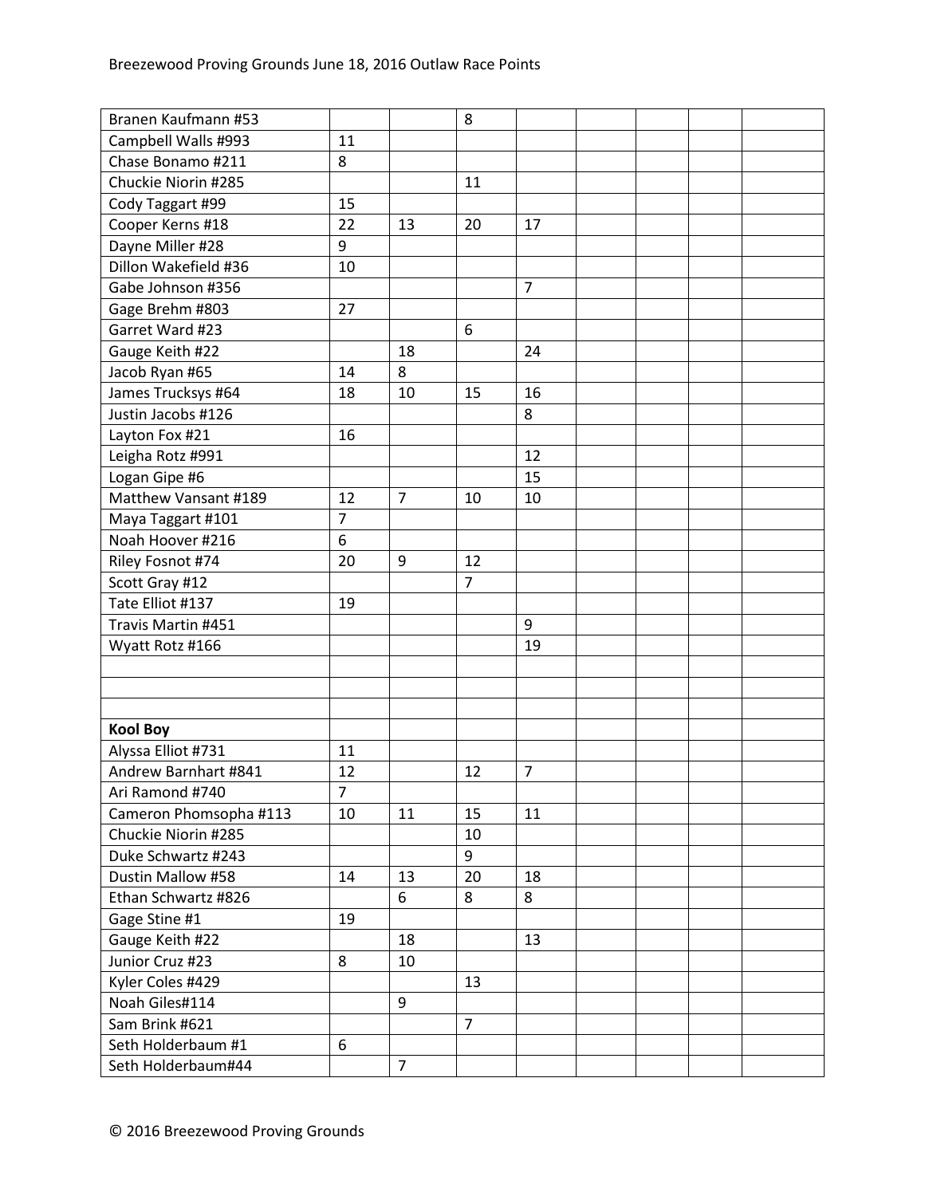| | | | | | | | | |
|---|---|---|---|---|---|---|---|---|
| Branen Kaufmann #53 | | | 8 | | | | | |
| Campbell Walls #993 | 11 | | | | | | | |
| Chase Bonamo #211 | 8 | | | | | | | |
| Chuckie Niorin #285 | | | 11 | | | | | |
| Cody Taggart #99 | 15 | | | | | | | |
| Cooper Kerns #18 | 22 | 13 | 20 | 17 | | | | |
| Dayne Miller #28 | 9 | | | | | | | |
| Dillon Wakefield #36 | 10 | | | | | | | |
| Gabe Johnson #356 | | | | 7 | | | | |
| Gage Brehm #803 | 27 | | | | | | | |
| Garret Ward #23 | | | 6 | | | | | |
| Gauge Keith #22 | | 18 | | 24 | | | | |
| Jacob Ryan #65 | 14 | 8 | | | | | | |
| James Trucksys #64 | 18 | 10 | 15 | 16 | | | | |
| Justin Jacobs #126 | | | | 8 | | | | |
| Layton Fox #21 | 16 | | | | | | | |
| Leigha Rotz #991 | | | | 12 | | | | |
| Logan Gipe #6 | | | | 15 | | | | |
| Matthew Vansant #189 | 12 | 7 | 10 | 10 | | | | |
| Maya Taggart #101 | 7 | | | | | | | |
| Noah Hoover #216 | 6 | | | | | | | |
| Riley Fosnot #74 | 20 | 9 | 12 | | | | | |
| Scott Gray #12 | | | 7 | | | | | |
| Tate Elliot #137 | 19 | | | | | | | |
| Travis Martin #451 | | | | 9 | | | | |
| Wyatt Rotz #166 | | | | 19 | | | | |
| | | | | | | | | |
| | | | | | | | | |
| | | | | | | | | |
| **Kool Boy** | | | | | | | | |
| Alyssa Elliot #731 | 11 | | | | | | | |
| Andrew Barnhart #841 | 12 | | 12 | 7 | | | | |
| Ari Ramond #740 | 7 | | | | | | | |
| Cameron Phomsopha #113 | 10 | 11 | 15 | 11 | | | | |
| Chuckie Niorin #285 | | | 10 | | | | | |
| Duke Schwartz #243 | | | 9 | | | | | |
| Dustin Mallow #58 | 14 | 13 | 20 | 18 | | | | |
| Ethan Schwartz #826 | | 6 | 8 | 8 | | | | |
| Gage Stine #1 | 19 | | | | | | | |
| Gauge Keith #22 | | 18 | | 13 | | | | |
| Junior Cruz #23 | 8 | 10 | | | | | | |
| Kyler Coles #429 | | | 13 | | | | | |
| Noah Giles#114 | | 9 | | | | | | |
| Sam Brink #621 | | | 7 | | | | | |
| Seth Holderbaum #1 | 6 | | | | | | | |
| Seth Holderbaum#44 | | 7 | | | | | | |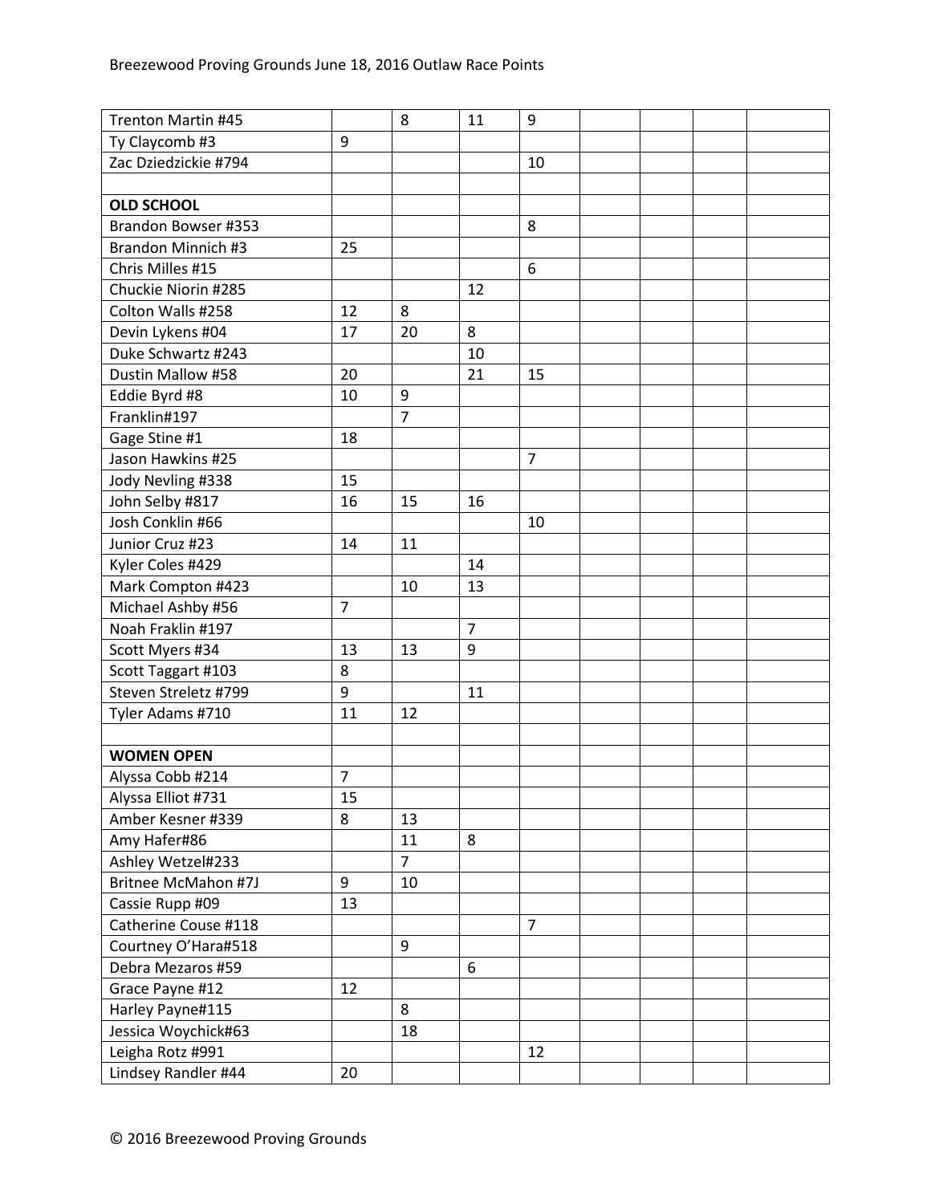| | | | | | | | | |
|---|---|---|---|---|---|---|---|---|
| Trenton Martin #45 | | 8 | 11 | 9 | | | | |
| Ty Claycomb #3 | 9 | | | | | | | |
| Zac Dziedzickie #794 | | | | 10 | | | | |
| | | | | | | | | |
| **OLD SCHOOL** | | | | | | | | |
| Brandon Bowser #353 | | | | 8 | | | | |
| Brandon Minnich #3 | 25 | | | | | | | |
| Chris Milles #15 | | | | 6 | | | | |
| Chuckie Niorin #285 | | | 12 | | | | | |
| Colton Walls #258 | 12 | 8 | | | | | | |
| Devin Lykens #04 | 17 | 20 | 8 | | | | | |
| Duke Schwartz #243 | | | 10 | | | | | |
| Dustin Mallow #58 | 20 | | 21 | 15 | | | | |
| Eddie Byrd #8 | 10 | 9 | | | | | | |
| Franklin#197 | | 7 | | | | | | |
| Gage Stine #1 | 18 | | | | | | | |
| Jason Hawkins #25 | | | | 7 | | | | |
| Jody Nevling #338 | 15 | | | | | | | |
| John Selby #817 | 16 | 15 | 16 | | | | | |
| Josh Conklin #66 | | | | 10 | | | | |
| Junior Cruz #23 | 14 | 11 | | | | | | |
| Kyler Coles #429 | | | 14 | | | | | |
| Mark Compton #423 | | 10 | 13 | | | | | |
| Michael Ashby #56 | 7 | | | | | | | |
| Noah Fraklin #197 | | | 7 | | | | | |
| Scott Myers #34 | 13 | 13 | 9 | | | | | |
| Scott Taggart #103 | 8 | | | | | | | |
| Steven Streletz #799 | 9 | | 11 | | | | | |
| Tyler Adams #710 | 11 | 12 | | | | | | |
| | | | | | | | | |
| **WOMEN OPEN** | | | | | | | | |
| Alyssa Cobb #214 | 7 | | | | | | | |
| Alyssa Elliot #731 | 15 | | | | | | | |
| Amber Kesner #339 | 8 | 13 | | | | | | |
| Amy Hafer#86 | | 11 | 8 | | | | | |
| Ashley Wetzel#233 | | 7 | | | | | | |
| Britnee McMahon #7J | 9 | 10 | | | | | | |
| Cassie Rupp #09 | 13 | | | | | | | |
| Catherine Couse #118 | | | | 7 | | | | |
| Courtney O'Hara#518 | | 9 | | | | | | |
| Debra Mezaros #59 | | | 6 | | | | | |
| Grace Payne #12 | 12 | | | | | | | |
| Harley Payne#115 | | 8 | | | | | | |
| Jessica Woychick#63 | | 18 | | | | | | |
| Leigha Rotz #991 | | | | 12 | | | | |
| Lindsey Randler #44 | 20 | | | | | | | |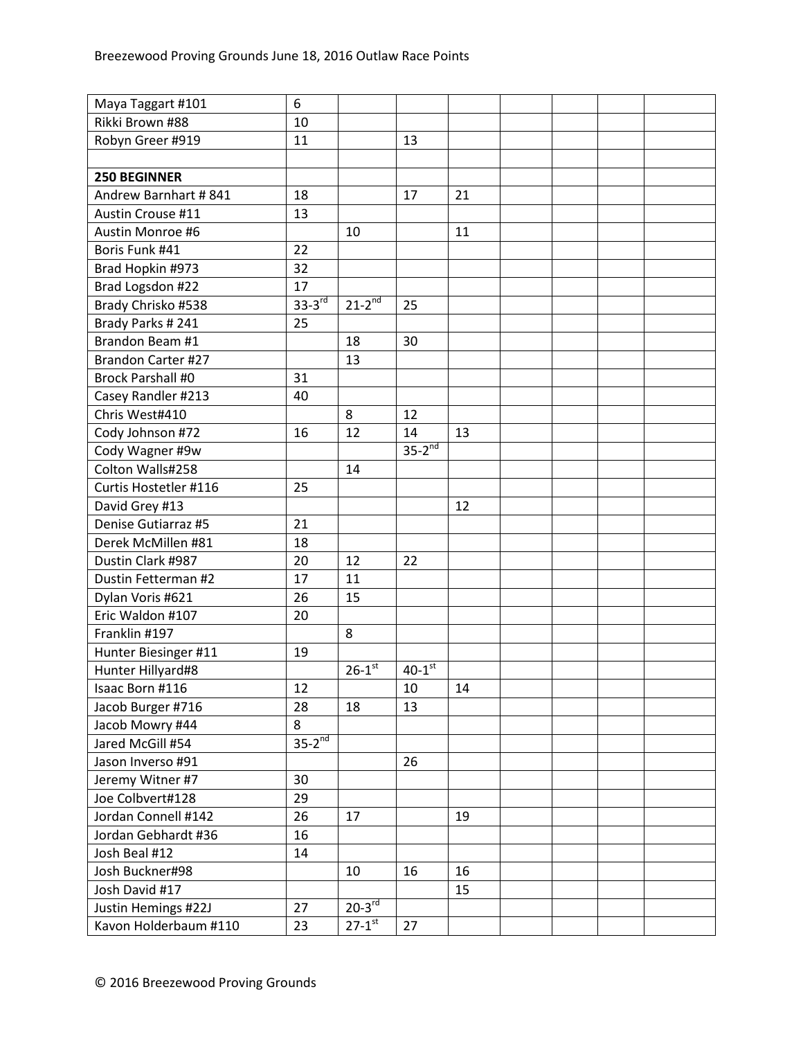| | | | | | | | | |
|---|---|---|---|---|---|---|---|---|
| Maya Taggart #101 | 6 | | | | | | | |
| Rikki Brown #88 | 10 | | | | | | | |
| Robyn Greer #919 | 11 | | 13 | | | | | |
| | | | | | | | | |
| **250 BEGINNER** | | | | | | | | |
| Andrew Barnhart # 841 | 18 | | 17 | 21 | | | | |
| Austin Crouse #11 | 13 | | | | | | | |
| Austin Monroe #6 | | 10 | | 11 | | | | |
| Boris Funk #41 | 22 | | | | | | | |
| Brad Hopkin #973 | 32 | | | | | | | |
| Brad Logsdon #22 | 17 | | | | | | | |
| Brady Chrisko #538 | 33-3rd | 21-2nd | 25 | | | | | |
| Brady Parks # 241 | 25 | | | | | | | |
| Brandon Beam #1 | | 18 | 30 | | | | | |
| Brandon Carter #27 | | 13 | | | | | | |
| Brock Parshall #0 | 31 | | | | | | | |
| Casey Randler #213 | 40 | | | | | | | |
| Chris West#410 | | 8 | 12 | | | | | |
| Cody Johnson #72 | 16 | 12 | 14 | 13 | | | | |
| Cody Wagner #9w | | | 35-2nd | | | | | |
| Colton Walls#258 | | 14 | | | | | | |
| Curtis Hostetler #116 | 25 | | | | | | | |
| David Grey #13 | | | | 12 | | | | |
| Denise Gutiarraz #5 | 21 | | | | | | | |
| Derek McMillen #81 | 18 | | | | | | | |
| Dustin Clark #987 | 20 | 12 | 22 | | | | | |
| Dustin Fetterman #2 | 17 | 11 | | | | | | |
| Dylan Voris #621 | 26 | 15 | | | | | | |
| Eric Waldon #107 | 20 | | | | | | | |
| Franklin #197 | | 8 | | | | | | |
| Hunter Biesinger #11 | 19 | | | | | | | |
| Hunter Hillyard#8 | | 26-1st | 40-1st | | | | | |
| Isaac Born #116 | 12 | | 10 | 14 | | | | |
| Jacob Burger #716 | 28 | 18 | 13 | | | | | |
| Jacob Mowry #44 | 8 | | | | | | | |
| Jared McGill #54 | 35-2nd | | | | | | | |
| Jason Inverso #91 | | | 26 | | | | | |
| Jeremy Witner #7 | 30 | | | | | | | |
| Joe Colbvert#128 | 29 | | | | | | | |
| Jordan Connell #142 | 26 | 17 | | 19 | | | | |
| Jordan Gebhardt #36 | 16 | | | | | | | |
| Josh Beal #12 | 14 | | | | | | | |
| Josh Buckner#98 | | 10 | 16 | 16 | | | | |
| Josh David #17 | | | | 15 | | | | |
| Justin Hemings #22J | 27 | 20-3rd | | | | | | |
| Kavon Holderbaum #110 | 23 | 27-1st | 27 | | | | | |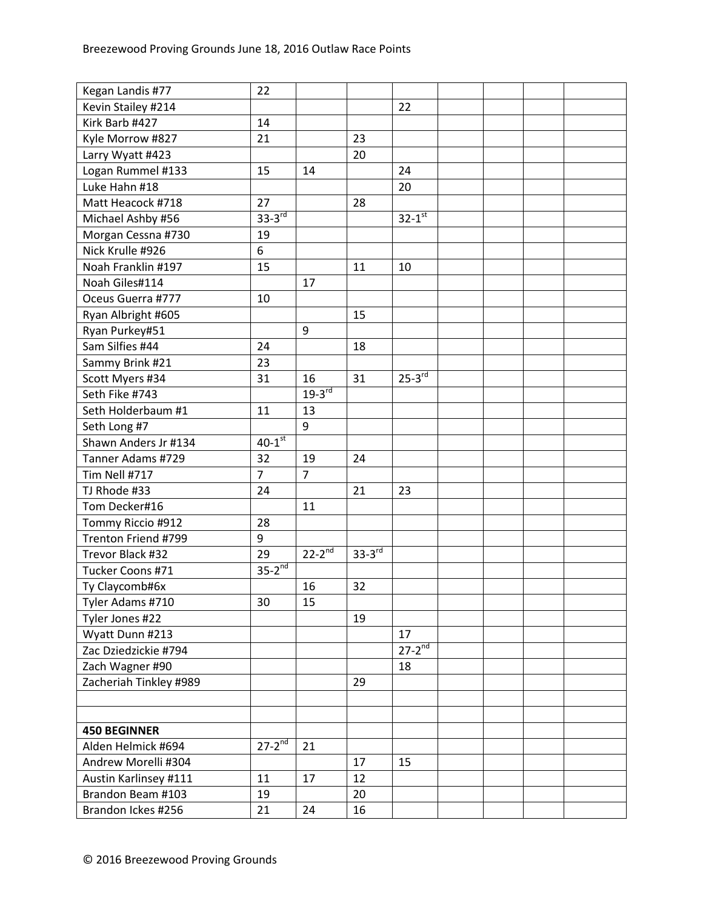| | | | | | | | | |
|---|---|---|---|---|---|---|---|---|
| Kegan Landis #77 | 22 | | | | | | | |
| Kevin Stailey #214 | | | | 22 | | | | |
| Kirk Barb #427 | 14 | | | | | | | |
| Kyle Morrow #827 | 21 | | 23 | | | | | |
| Larry Wyatt #423 | | | 20 | | | | | |
| Logan Rummel #133 | 15 | 14 | | 24 | | | | |
| Luke Hahn #18 | | | | 20 | | | | |
| Matt Heacock #718 | 27 | | 28 | | | | | |
| Michael Ashby #56 | 33-3rd | | | 32-1st | | | | |
| Morgan Cessna #730 | 19 | | | | | | | |
| Nick Krulle #926 | 6 | | | | | | | |
| Noah Franklin #197 | 15 | | 11 | 10 | | | | |
| Noah Giles#114 | | 17 | | | | | | |
| Oceus Guerra #777 | 10 | | | | | | | |
| Ryan Albright #605 | | | 15 | | | | | |
| Ryan Purkey#51 | | 9 | | | | | | |
| Sam Silfies #44 | 24 | | 18 | | | | | |
| Sammy Brink #21 | 23 | | | | | | | |
| Scott Myers #34 | 31 | 16 | 31 | 25-3rd | | | | |
| Seth Fike #743 | | 19-3rd | | | | | | |
| Seth Holderbaum #1 | 11 | 13 | | | | | | |
| Seth Long #7 | | 9 | | | | | | |
| Shawn Anders Jr #134 | 40-1st | | | | | | | |
| Tanner Adams #729 | 32 | 19 | 24 | | | | | |
| Tim Nell #717 | 7 | 7 | | | | | | |
| TJ Rhode #33 | 24 | | 21 | 23 | | | | |
| Tom Decker#16 | | 11 | | | | | | |
| Tommy Riccio #912 | 28 | | | | | | | |
| Trenton Friend #799 | 9 | | | | | | | |
| Trevor Black #32 | 29 | 22-2nd | 33-3rd | | | | | |
| Tucker Coons #71 | 35-2nd | | | | | | | |
| Ty Claycomb#6x | | 16 | 32 | | | | | |
| Tyler Adams #710 | 30 | 15 | | | | | | |
| Tyler Jones #22 | | | 19 | | | | | |
| Wyatt Dunn #213 | | | | 17 | | | | |
| Zac Dziedzickie #794 | | | | 27-2nd | | | | |
| Zach Wagner #90 | | | | 18 | | | | |
| Zacheriah Tinkley #989 | | | 29 | | | | | |
| | | | | | | | | |
| | | | | | | | | |
| **450 BEGINNER** | | | | | | | | |
| Alden Helmick #694 | 27-2nd | 21 | | | | | | |
| Andrew Morelli #304 | | | 17 | 15 | | | | |
| Austin Karlinsey #111 | 11 | 17 | 12 | | | | | |
| Brandon Beam #103 | 19 | | 20 | | | | | |
| Brandon Ickes #256 | 21 | 24 | 16 | | | | | |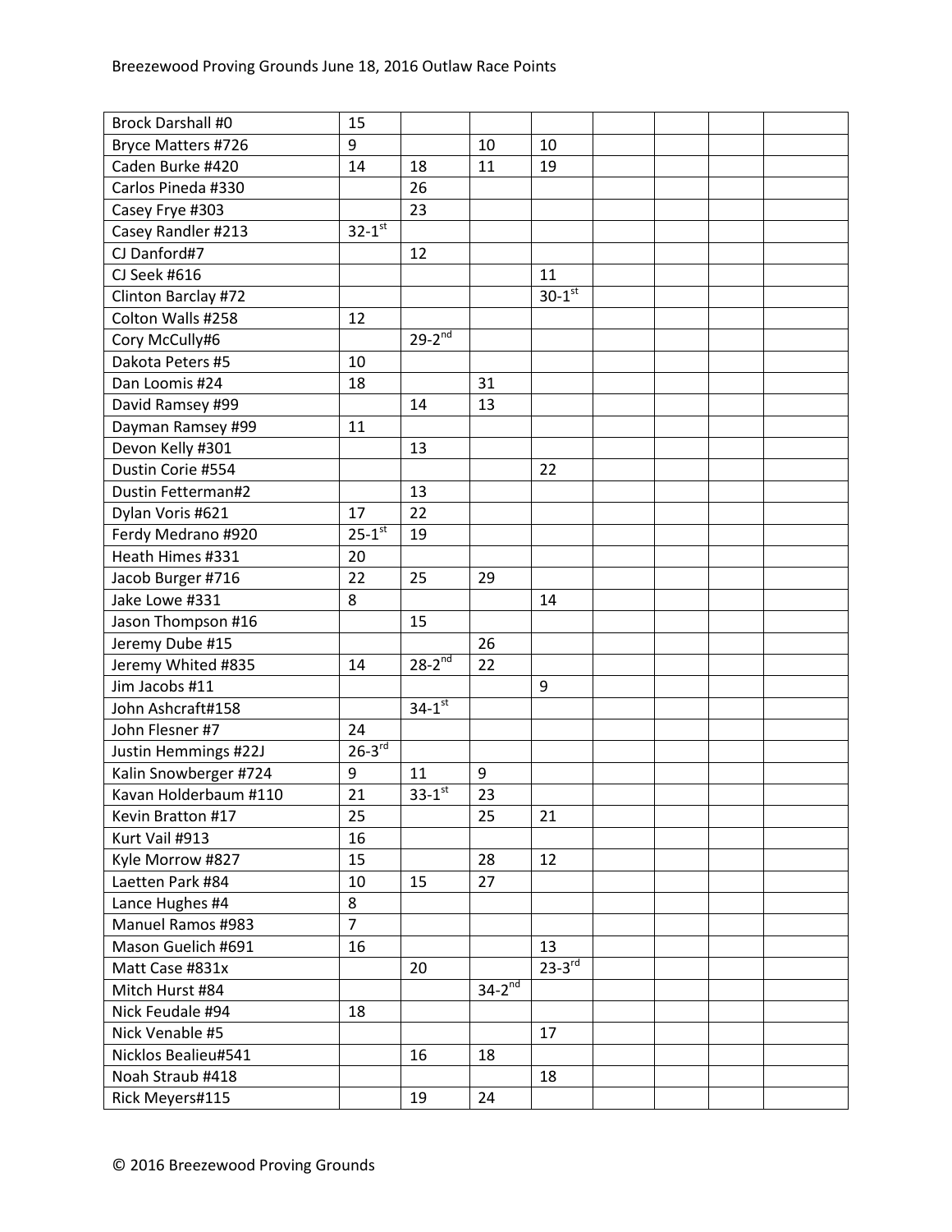| | | | | | | | | |
|---|---|---|---|---|---|---|---|---|
| Brock Darshall #0 | 15 | | | | | | | |
| Bryce Matters #726 | 9 | | 10 | 10 | | | | |
| Caden Burke #420 | 14 | 18 | 11 | 19 | | | | |
| Carlos Pineda #330 | | 26 | | | | | | |
| Casey Frye #303 | | 23 | | | | | | |
| Casey Randler #213 | 32-1st | | | | | | | |
| CJ Danford#7 | | 12 | | | | | | |
| CJ Seek #616 | | | | 11 | | | | |
| Clinton Barclay #72 | | | | 30-1st | | | | |
| Colton Walls #258 | 12 | | | | | | | |
| Cory McCully#6 | | 29-2nd | | | | | | |
| Dakota Peters #5 | 10 | | | | | | | |
| Dan Loomis #24 | 18 | | 31 | | | | | |
| David Ramsey #99 | | 14 | 13 | | | | | |
| Dayman Ramsey #99 | 11 | | | | | | | |
| Devon Kelly #301 | | 13 | | | | | | |
| Dustin Corie #554 | | | | 22 | | | | |
| Dustin Fetterman#2 | | 13 | | | | | | |
| Dylan Voris #621 | 17 | 22 | | | | | | |
| Ferdy Medrano #920 | 25-1st | 19 | | | | | | |
| Heath Himes #331 | 20 | | | | | | | |
| Jacob Burger #716 | 22 | 25 | 29 | | | | | |
| Jake Lowe #331 | 8 | | | 14 | | | | |
| Jason Thompson #16 | | 15 | | | | | | |
| Jeremy Dube #15 | | | 26 | | | | | |
| Jeremy Whited #835 | 14 | 28-2nd | 22 | | | | | |
| Jim Jacobs #11 | | | | 9 | | | | |
| John Ashcraft#158 | | 34-1st | | | | | | |
| John Flesner #7 | 24 | | | | | | | |
| Justin Hemmings #22J | 26-3rd | | | | | | | |
| Kalin Snowberger #724 | 9 | 11 | 9 | | | | | |
| Kavan Holderbaum #110 | 21 | 33-1st | 23 | | | | | |
| Kevin Bratton #17 | 25 | | 25 | 21 | | | | |
| Kurt Vail #913 | 16 | | | | | | | |
| Kyle Morrow #827 | 15 | | 28 | 12 | | | | |
| Laetten Park #84 | 10 | 15 | 27 | | | | | |
| Lance Hughes #4 | 8 | | | | | | | |
| Manuel Ramos #983 | 7 | | | | | | | |
| Mason Guelich #691 | 16 | | | 13 | | | | |
| Matt Case #831x | | 20 | | 23-3rd | | | | |
| Mitch Hurst #84 | | | 34-2nd | | | | | |
| Nick Feudale #94 | 18 | | | | | | | |
| Nick Venable #5 | | | | 17 | | | | |
| Nicklos Bealieu#541 | | 16 | 18 | | | | | |
| Noah Straub #418 | | | | 18 | | | | |
| Rick Meyers#115 | | 19 | 24 | | | | | |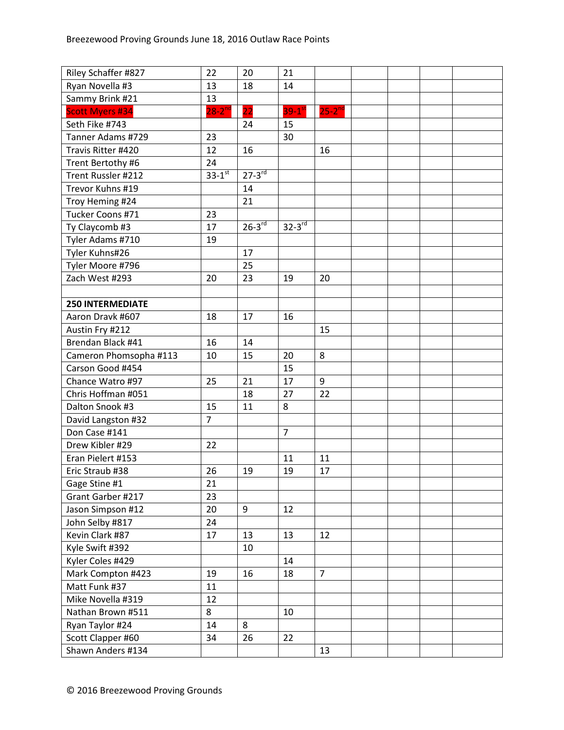| | | | | | | | | |
|---|---|---|---|---|---|---|---|---|
| Riley Schaffer #827 | 22 | 20 | 21 | | | | | |
| Ryan Novella #3 | 13 | 18 | 14 | | | | | |
| Sammy Brink #21 | 13 | | | | | | | |
| Scott Myers #34 | 28-2nd | 22 | 39-1st | 25-2nd | | | | |
| Seth Fike #743 | | 24 | 15 | | | | | |
| Tanner Adams #729 | 23 | | 30 | | | | | |
| Travis Ritter #420 | 12 | 16 | | 16 | | | | |
| Trent Bertothy #6 | 24 | | | | | | | |
| Trent Russler #212 | 33-1st | 27-3rd | | | | | | |
| Trevor Kuhns #19 | | 14 | | | | | | |
| Troy Heming #24 | | 21 | | | | | | |
| Tucker Coons #71 | 23 | | | | | | | |
| Ty Claycomb #3 | 17 | 26-3rd | 32-3rd | | | | | |
| Tyler Adams #710 | 19 | | | | | | | |
| Tyler Kuhns#26 | | 17 | | | | | | |
| Tyler Moore #796 | | 25 | | | | | | |
| Zach West #293 | 20 | 23 | 19 | 20 | | | | |
| | | | | | | | | |
| **250 INTERMEDIATE** | | | | | | | | |
| Aaron Dravk #607 | 18 | 17 | 16 | | | | | |
| Austin Fry #212 | | | | 15 | | | | |
| Brendan Black #41 | 16 | 14 | | | | | | |
| Cameron Phomsopha #113 | 10 | 15 | 20 | 8 | | | | |
| Carson Good #454 | | | 15 | | | | | |
| Chance Watro #97 | 25 | 21 | 17 | 9 | | | | |
| Chris Hoffman #051 | | 18 | 27 | 22 | | | | |
| Dalton Snook #3 | 15 | 11 | 8 | | | | | |
| David Langston #32 | 7 | | | | | | | |
| Don Case #141 | | | 7 | | | | | |
| Drew Kibler #29 | 22 | | | | | | | |
| Eran Pielert #153 | | | 11 | 11 | | | | |
| Eric Straub #38 | 26 | 19 | 19 | 17 | | | | |
| Gage Stine #1 | 21 | | | | | | | |
| Grant Garber #217 | 23 | | | | | | | |
| Jason Simpson #12 | 20 | 9 | 12 | | | | | |
| John Selby #817 | 24 | | | | | | | |
| Kevin Clark #87 | 17 | 13 | 13 | 12 | | | | |
| Kyle Swift #392 | | 10 | | | | | | |
| Kyler Coles #429 | | | 14 | | | | | |
| Mark Compton #423 | 19 | 16 | 18 | 7 | | | | |
| Matt Funk #37 | 11 | | | | | | | |
| Mike Novella #319 | 12 | | | | | | | |
| Nathan Brown #511 | 8 | | 10 | | | | | |
| Ryan Taylor #24 | 14 | 8 | | | | | | |
| Scott Clapper #60 | 34 | 26 | 22 | | | | | |
| Shawn Anders #134 | | | | 13 | | | | |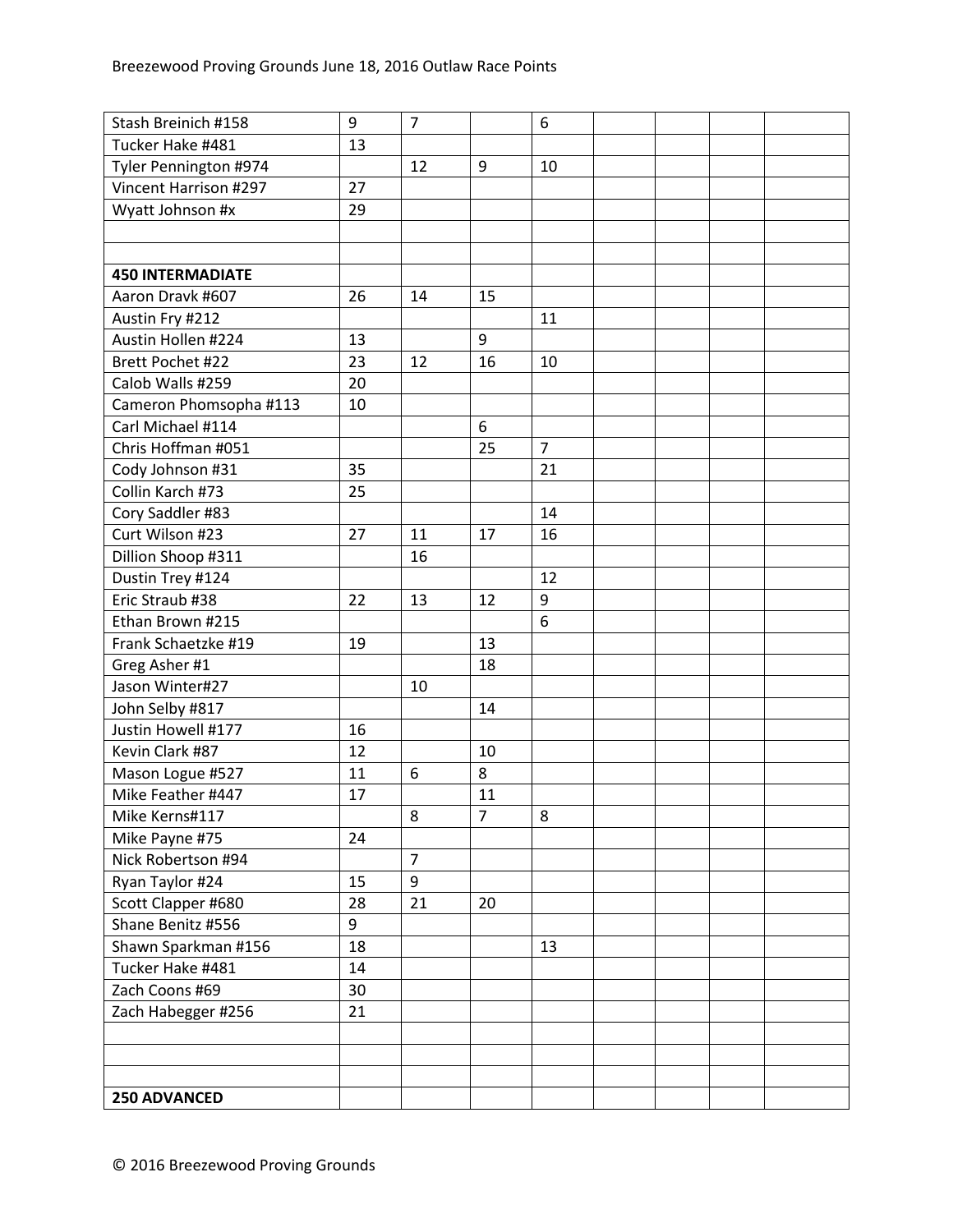| | | | | | | | | |
|---|---|---|---|---|---|---|---|---|
| Stash Breinich #158 | 9 | 7 | | 6 | | | | |
| Tucker Hake #481 | 13 | | | | | | | |
| Tyler Pennington #974 | | 12 | 9 | 10 | | | | |
| Vincent Harrison #297 | 27 | | | | | | | |
| Wyatt Johnson #x | 29 | | | | | | | |
| | | | | | | | | |
| | | | | | | | | |
| **450 INTERMADIATE** | | | | | | | | |
| Aaron Dravk #607 | 26 | 14 | 15 | | | | | |
| Austin Fry #212 | | | | 11 | | | | |
| Austin Hollen #224 | 13 | | 9 | | | | | |
| Brett Pochet #22 | 23 | 12 | 16 | 10 | | | | |
| Calob Walls #259 | 20 | | | | | | | |
| Cameron Phomsopha #113 | 10 | | | | | | | |
| Carl Michael #114 | | | 6 | | | | | |
| Chris Hoffman #051 | | | 25 | 7 | | | | |
| Cody Johnson #31 | 35 | | | 21 | | | | |
| Collin Karch #73 | 25 | | | | | | | |
| Cory Saddler #83 | | | | 14 | | | | |
| Curt Wilson #23 | 27 | 11 | 17 | 16 | | | | |
| Dillion Shoop #311 | | 16 | | | | | | |
| Dustin Trey #124 | | | | 12 | | | | |
| Eric Straub #38 | 22 | 13 | 12 | 9 | | | | |
| Ethan Brown #215 | | | | 6 | | | | |
| Frank Schaetzke #19 | 19 | | 13 | | | | | |
| Greg Asher #1 | | | 18 | | | | | |
| Jason Winter#27 | | 10 | | | | | | |
| John Selby #817 | | | 14 | | | | | |
| Justin Howell #177 | 16 | | | | | | | |
| Kevin Clark #87 | 12 | | 10 | | | | | |
| Mason Logue #527 | 11 | 6 | 8 | | | | | |
| Mike Feather #447 | 17 | | 11 | | | | | |
| Mike Kerns#117 | | 8 | 7 | 8 | | | | |
| Mike Payne #75 | 24 | | | | | | | |
| Nick Robertson #94 | | 7 | | | | | | |
| Ryan Taylor #24 | 15 | 9 | | | | | | |
| Scott Clapper #680 | 28 | 21 | 20 | | | | | |
| Shane Benitz #556 | 9 | | | | | | | |
| Shawn Sparkman #156 | 18 | | | 13 | | | | |
| Tucker Hake #481 | 14 | | | | | | | |
| Zach Coons #69 | 30 | | | | | | | |
| Zach Habegger #256 | 21 | | | | | | | |
| | | | | | | | | |
| | | | | | | | | |
| | | | | | | | | |
| **250 ADVANCED** | | | | | | | | |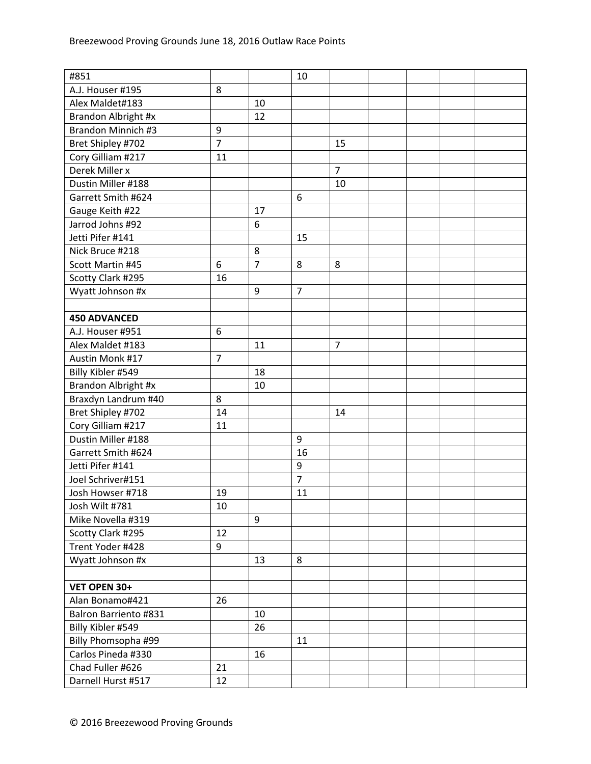| | | | | | | | | |
|---|---|---|---|---|---|---|---|---|
| #851 | | | 10 | | | | | |
| A.J. Houser #195 | 8 | | | | | | | |
| Alex Maldet#183 | | 10 | | | | | | |
| Brandon Albright #x | | 12 | | | | | | |
| Brandon Minnich #3 | 9 | | | | | | | |
| Bret Shipley #702 | 7 | | | 15 | | | | |
| Cory Gilliam #217 | 11 | | | | | | | |
| Derek Miller x | | | | 7 | | | | |
| Dustin Miller #188 | | | | 10 | | | | |
| Garrett Smith #624 | | | 6 | | | | | |
| Gauge Keith #22 | | 17 | | | | | | |
| Jarrod Johns #92 | | 6 | | | | | | |
| Jetti Pifer #141 | | | 15 | | | | | |
| Nick Bruce #218 | | 8 | | | | | | |
| Scott Martin #45 | 6 | 7 | 8 | 8 | | | | |
| Scotty Clark #295 | 16 | | | | | | | |
| Wyatt Johnson #x | | 9 | 7 | | | | | |
| | | | | | | | | |
| **450 ADVANCED** | | | | | | | | |
| A.J. Houser #951 | 6 | | | | | | | |
| Alex Maldet #183 | | 11 | | 7 | | | | |
| Austin Monk #17 | 7 | | | | | | | |
| Billy Kibler #549 | | 18 | | | | | | |
| Brandon Albright #x | | 10 | | | | | | |
| Braxdyn Landrum #40 | 8 | | | | | | | |
| Bret Shipley #702 | 14 | | | 14 | | | | |
| Cory Gilliam #217 | 11 | | | | | | | |
| Dustin Miller #188 | | | 9 | | | | | |
| Garrett Smith #624 | | | 16 | | | | | |
| Jetti Pifer #141 | | | 9 | | | | | |
| Joel Schriver#151 | | | 7 | | | | | |
| Josh Howser #718 | 19 | | 11 | | | | | |
| Josh Wilt #781 | 10 | | | | | | | |
| Mike Novella #319 | | 9 | | | | | | |
| Scotty Clark #295 | 12 | | | | | | | |
| Trent Yoder #428 | 9 | | | | | | | |
| Wyatt Johnson #x | | 13 | 8 | | | | | |
| | | | | | | | | |
| **VET OPEN 30+** | | | | | | | | |
| Alan Bonamo#421 | 26 | | | | | | | |
| Balron Barriento #831 | | 10 | | | | | | |
| Billy Kibler #549 | | 26 | | | | | | |
| Billy Phomsopha #99 | | | 11 | | | | | |
| Carlos Pineda #330 | | 16 | | | | | | |
| Chad Fuller #626 | 21 | | | | | | | |
| Darnell Hurst #517 | 12 | | | | | | | |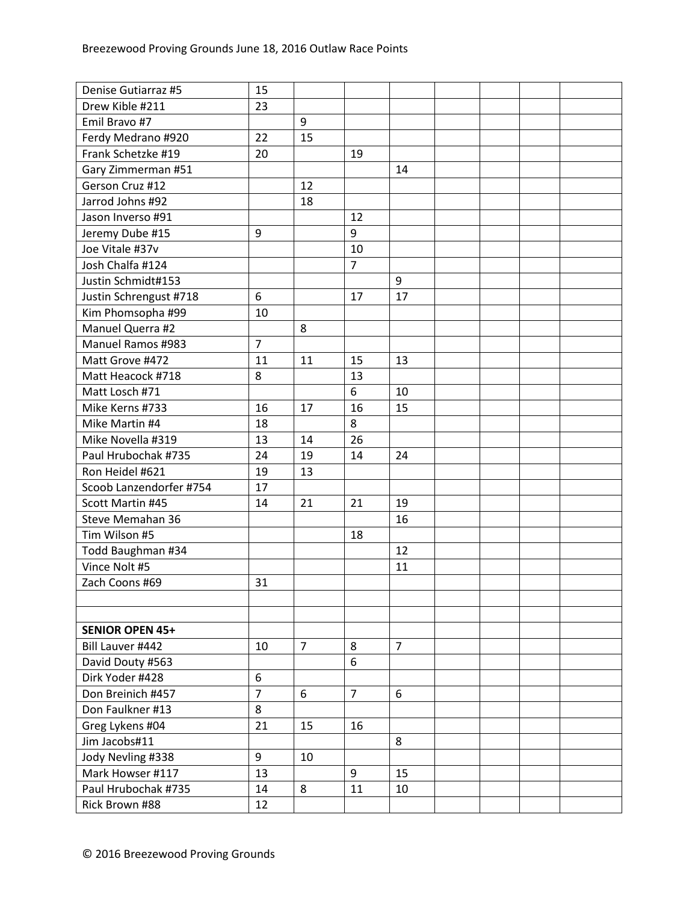| | | | | | | | | |
|---|---|---|---|---|---|---|---|---|
| Denise Gutiarraz #5 | 15 | | | | | | | |
| Drew Kible #211 | 23 | | | | | | | |
| Emil Bravo #7 | | 9 | | | | | | |
| Ferdy Medrano #920 | 22 | 15 | | | | | | |
| Frank Schetzke #19 | 20 | | 19 | | | | | |
| Gary Zimmerman #51 | | | | 14 | | | | |
| Gerson Cruz #12 | | 12 | | | | | | |
| Jarrod Johns #92 | | 18 | | | | | | |
| Jason Inverso #91 | | | 12 | | | | | |
| Jeremy Dube #15 | 9 | | 9 | | | | | |
| Joe Vitale #37v | | | 10 | | | | | |
| Josh Chalfa #124 | | | 7 | | | | | |
| Justin Schmidt#153 | | | | 9 | | | | |
| Justin Schrengust #718 | 6 | | 17 | 17 | | | | |
| Kim Phomsopha #99 | 10 | | | | | | | |
| Manuel Querra #2 | | 8 | | | | | | |
| Manuel Ramos #983 | 7 | | | | | | | |
| Matt Grove #472 | 11 | 11 | 15 | 13 | | | | |
| Matt Heacock #718 | 8 | | 13 | | | | | |
| Matt Losch #71 | | | 6 | 10 | | | | |
| Mike Kerns #733 | 16 | 17 | 16 | 15 | | | | |
| Mike Martin #4 | 18 | | 8 | | | | | |
| Mike Novella #319 | 13 | 14 | 26 | | | | | |
| Paul Hrubochak #735 | 24 | 19 | 14 | 24 | | | | |
| Ron Heidel #621 | 19 | 13 | | | | | | |
| Scoob Lanzendorfer #754 | 17 | | | | | | | |
| Scott Martin #45 | 14 | 21 | 21 | 19 | | | | |
| Steve Memahan 36 | | | | 16 | | | | |
| Tim Wilson #5 | | | 18 | | | | | |
| Todd Baughman #34 | | | | 12 | | | | |
| Vince Nolt #5 | | | | 11 | | | | |
| Zach Coons #69 | 31 | | | | | | | |
| | | | | | | | | |
| | | | | | | | | |
| **SENIOR OPEN 45+** | | | | | | | | |
| Bill Lauver #442 | 10 | 7 | 8 | 7 | | | | |
| David Douty #563 | | | 6 | | | | | |
| Dirk Yoder #428 | 6 | | | | | | | |
| Don Breinich #457 | 7 | 6 | 7 | 6 | | | | |
| Don Faulkner #13 | 8 | | | | | | | |
| Greg Lykens #04 | 21 | 15 | 16 | | | | | |
| Jim Jacobs#11 | | | | 8 | | | | |
| Jody Nevling #338 | 9 | 10 | | | | | | |
| Mark Howser #117 | 13 | | 9 | 15 | | | | |
| Paul Hrubochak #735 | 14 | 8 | 11 | 10 | | | | |
| Rick Brown #88 | 12 | | | | | | | |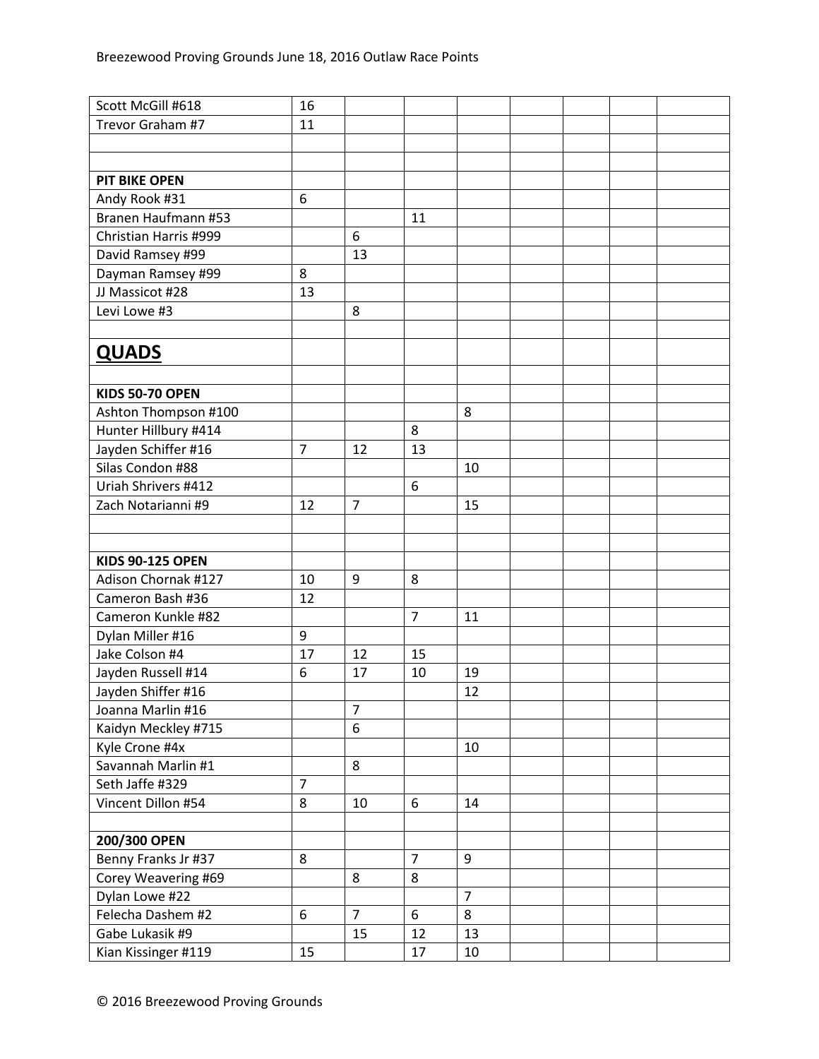| | | | | | | | | |
|---|---|---|---|---|---|---|---|---|
| Scott McGill #618 | 16 | | | | | | | |
| Trevor Graham #7 | 11 | | | | | | | |
| | | | | | | | | |
| | | | | | | | | |
| **PIT BIKE OPEN** | | | | | | | | |
| Andy Rook #31 | 6 | | | | | | | |
| Branen Haufmann #53 | | | 11 | | | | | |
| Christian Harris #999 | | 6 | | | | | | |
| David Ramsey #99 | | 13 | | | | | | |
| Dayman Ramsey #99 | 8 | | | | | | | |
| JJ Massicot #28 | 13 | | | | | | | |
| Levi Lowe #3 | | 8 | | | | | | |
| | | | | | | | | |
| **QUADS** | | | | | | | | |
| | | | | | | | | |
| **KIDS 50-70 OPEN** | | | | | | | | |
| Ashton Thompson #100 | | | | 8 | | | | |
| Hunter Hillbury #414 | | | 8 | | | | | |
| Jayden Schiffer #16 | 7 | 12 | 13 | | | | | |
| Silas Condon #88 | | | | 10 | | | | |
| Uriah Shrivers #412 | | | 6 | | | | | |
| Zach Notarianni #9 | 12 | 7 | | 15 | | | | |
| | | | | | | | | |
| | | | | | | | | |
| **KIDS 90-125 OPEN** | | | | | | | | |
| Adison Chornak #127 | 10 | 9 | 8 | | | | | |
| Cameron Bash #36 | 12 | | | | | | | |
| Cameron Kunkle #82 | | | 7 | 11 | | | | |
| Dylan Miller #16 | 9 | | | | | | | |
| Jake Colson #4 | 17 | 12 | 15 | | | | | |
| Jayden Russell #14 | 6 | 17 | 10 | 19 | | | | |
| Jayden Shiffer #16 | | | | 12 | | | | |
| Joanna Marlin #16 | | 7 | | | | | | |
| Kaidyn Meckley #715 | | 6 | | | | | | |
| Kyle Crone #4x | | | | 10 | | | | |
| Savannah Marlin #1 | | 8 | | | | | | |
| Seth Jaffe #329 | 7 | | | | | | | |
| Vincent Dillon #54 | 8 | 10 | 6 | 14 | | | | |
| | | | | | | | | |
| **200/300 OPEN** | | | | | | | | |
| Benny Franks Jr #37 | 8 | | 7 | 9 | | | | |
| Corey Weavering #69 | | 8 | 8 | | | | | |
| Dylan Lowe #22 | | | | 7 | | | | |
| Felecha Dashem #2 | 6 | 7 | 6 | 8 | | | | |
| Gabe Lukasik #9 | | 15 | 12 | 13 | | | | |
| Kian Kissinger #119 | 15 | | 17 | 10 | | | | |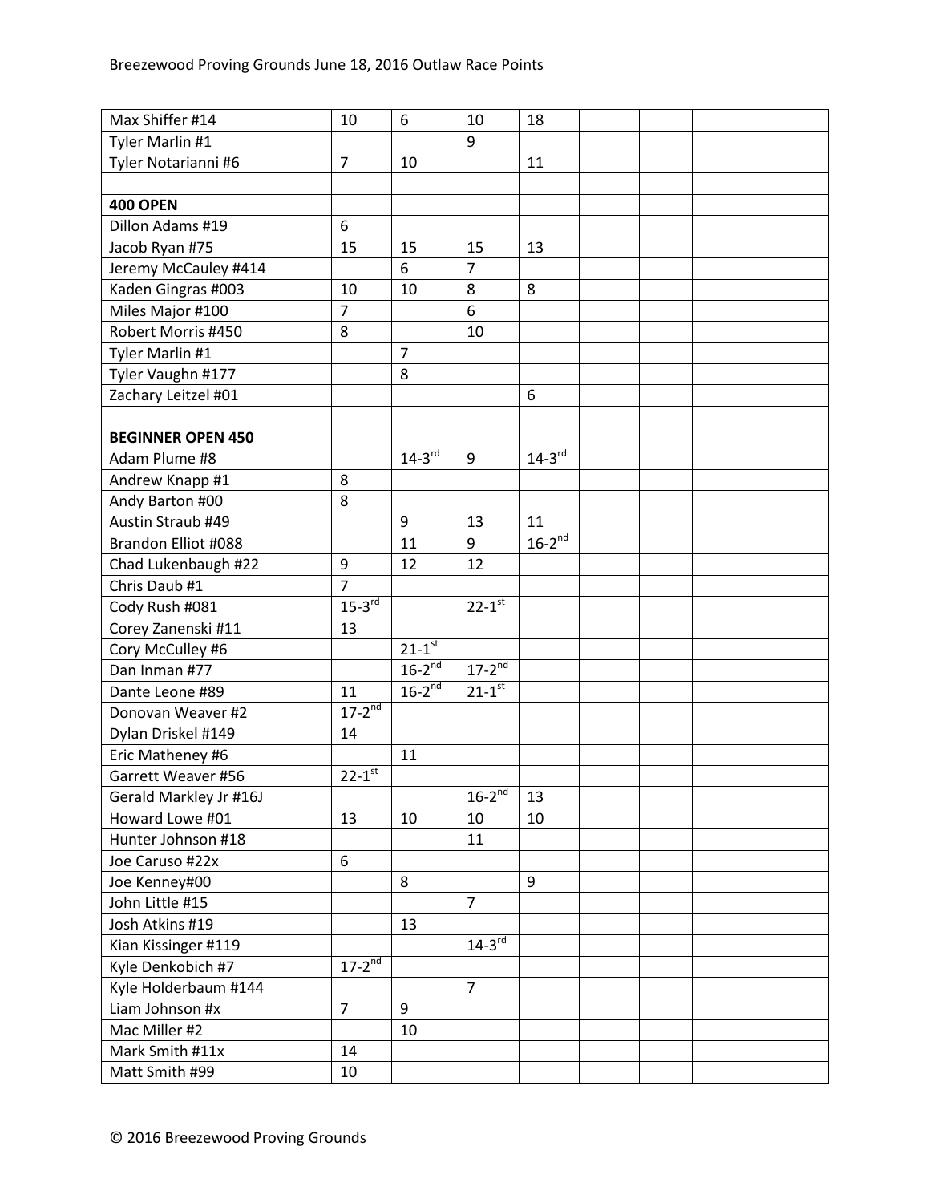| | | | | | | | | |
|---|---|---|---|---|---|---|---|---|
| Max Shiffer #14 | 10 | 6 | 10 | 18 | | | | |
| Tyler Marlin #1 | | | 9 | | | | | |
| Tyler Notarianni #6 | 7 | 10 | | 11 | | | | |
| | | | | | | | | |
| **400 OPEN** | | | | | | | | |
| Dillon Adams #19 | 6 | | | | | | | |
| Jacob Ryan #75 | 15 | 15 | 15 | 13 | | | | |
| Jeremy McCauley #414 | | 6 | 7 | | | | | |
| Kaden Gingras #003 | 10 | 10 | 8 | 8 | | | | |
| Miles Major #100 | 7 | | 6 | | | | | |
| Robert Morris #450 | 8 | | 10 | | | | | |
| Tyler Marlin #1 | | 7 | | | | | | |
| Tyler Vaughn #177 | | 8 | | | | | | |
| Zachary Leitzel #01 | | | | 6 | | | | |
| | | | | | | | | |
| **BEGINNER OPEN 450** | | | | | | | | |
| Adam Plume #8 | | 14-3rd | 9 | 14-3rd | | | | |
| Andrew Knapp #1 | 8 | | | | | | | |
| Andy Barton #00 | 8 | | | | | | | |
| Austin Straub #49 | | 9 | 13 | 11 | | | | |
| Brandon Elliot #088 | | 11 | 9 | 16-2nd | | | | |
| Chad Lukenbaugh #22 | 9 | 12 | 12 | | | | | |
| Chris Daub #1 | 7 | | | | | | | |
| Cody Rush #081 | 15-3rd | | 22-1st | | | | | |
| Corey Zanenski #11 | 13 | | | | | | | |
| Cory McCulley #6 | | 21-1st | | | | | | |
| Dan Inman #77 | | 16-2nd | 17-2nd | | | | | |
| Dante Leone #89 | 11 | 16-2nd | 21-1st | | | | | |
| Donovan Weaver #2 | 17-2nd | | | | | | | |
| Dylan Driskel #149 | 14 | | | | | | | |
| Eric Matheney #6 | | 11 | | | | | | |
| Garrett Weaver #56 | 22-1st | | | | | | | |
| Gerald Markley Jr #16J | | | 16-2nd | 13 | | | | |
| Howard Lowe #01 | 13 | 10 | 10 | 10 | | | | |
| Hunter Johnson #18 | | | 11 | | | | | |
| Joe Caruso #22x | 6 | | | | | | | |
| Joe Kenney#00 | | 8 | | 9 | | | | |
| John Little #15 | | | 7 | | | | | |
| Josh Atkins #19 | | 13 | | | | | | |
| Kian Kissinger #119 | | | 14-3rd | | | | | |
| Kyle Denkobich #7 | 17-2nd | | | | | | | |
| Kyle Holderbaum #144 | | | 7 | | | | | |
| Liam Johnson #x | 7 | 9 | | | | | | |
| Mac Miller #2 | | 10 | | | | | | |
| Mark Smith #11x | 14 | | | | | | | |
| Matt Smith #99 | 10 | | | | | | | |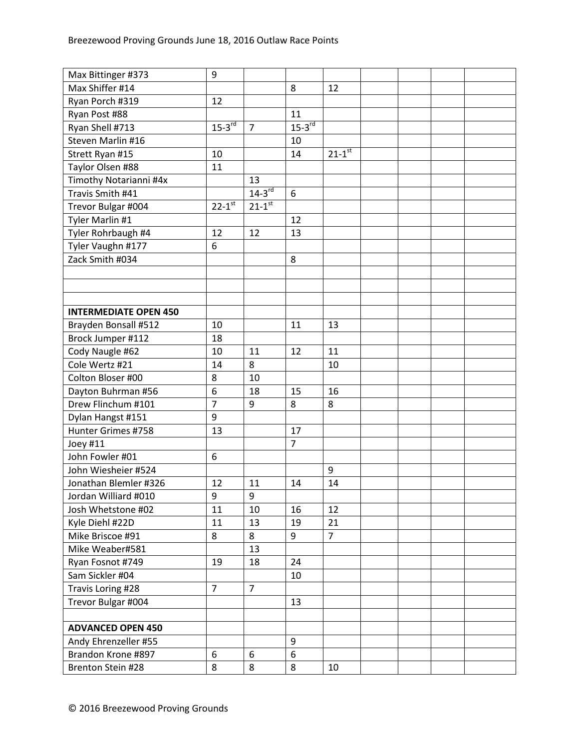| | | | | | | | | |
|---|---|---|---|---|---|---|---|---|
| Max Bittinger #373 | 9 | | | | | | | |
| Max Shiffer #14 | | | 8 | 12 | | | | |
| Ryan Porch #319 | 12 | | | | | | | |
| Ryan Post #88 | | | 11 | | | | | |
| Ryan Shell #713 | 15-3rd | 7 | 15-3rd | | | | | |
| Steven Marlin #16 | | | 10 | | | | | |
| Strett Ryan #15 | 10 | | 14 | 21-1st | | | | |
| Taylor Olsen #88 | 11 | | | | | | | |
| Timothy Notarianni #4x | | 13 | | | | | | |
| Travis Smith #41 | | 14-3rd | 6 | | | | | |
| Trevor Bulgar #004 | 22-1st | 21-1st | | | | | | |
| Tyler Marlin #1 | | | 12 | | | | | |
| Tyler Rohrbaugh #4 | 12 | 12 | 13 | | | | | |
| Tyler Vaughn #177 | 6 | | | | | | | |
| Zack Smith #034 | | | 8 | | | | | |
| | | | | | | | | |
| | | | | | | | | |
| | | | | | | | | |
| **INTERMEDIATE OPEN 450** | | | | | | | | |
| Brayden Bonsall #512 | 10 | | 11 | 13 | | | | |
| Brock Jumper #112 | 18 | | | | | | | |
| Cody Naugle #62 | 10 | 11 | 12 | 11 | | | | |
| Cole Wertz #21 | 14 | 8 | | 10 | | | | |
| Colton Bloser #00 | 8 | 10 | | | | | | |
| Dayton Buhrman #56 | 6 | 18 | 15 | 16 | | | | |
| Drew Flinchum #101 | 7 | 9 | 8 | 8 | | | | |
| Dylan Hangst #151 | 9 | | | | | | | |
| Hunter Grimes #758 | 13 | | 17 | | | | | |
| Joey #11 | | | 7 | | | | | |
| John Fowler #01 | 6 | | | | | | | |
| John Wiesheier #524 | | | | 9 | | | | |
| Jonathan Blemler #326 | 12 | 11 | 14 | 14 | | | | |
| Jordan Williard #010 | 9 | 9 | | | | | | |
| Josh Whetstone #02 | 11 | 10 | 16 | 12 | | | | |
| Kyle Diehl #22D | 11 | 13 | 19 | 21 | | | | |
| Mike Briscoe #91 | 8 | 8 | 9 | 7 | | | | |
| Mike Weaber#581 | | 13 | | | | | | |
| Ryan Fosnot #749 | 19 | 18 | 24 | | | | | |
| Sam Sickler #04 | | | 10 | | | | | |
| Travis Loring #28 | 7 | 7 | | | | | | |
| Trevor Bulgar #004 | | | 13 | | | | | |
| | | | | | | | | |
| **ADVANCED OPEN 450** | | | | | | | | |
| Andy Ehrenzeller #55 | | | 9 | | | | | |
| Brandon Krone #897 | 6 | 6 | 6 | | | | | |
| Brenton Stein #28 | 8 | 8 | 8 | 10 | | | | |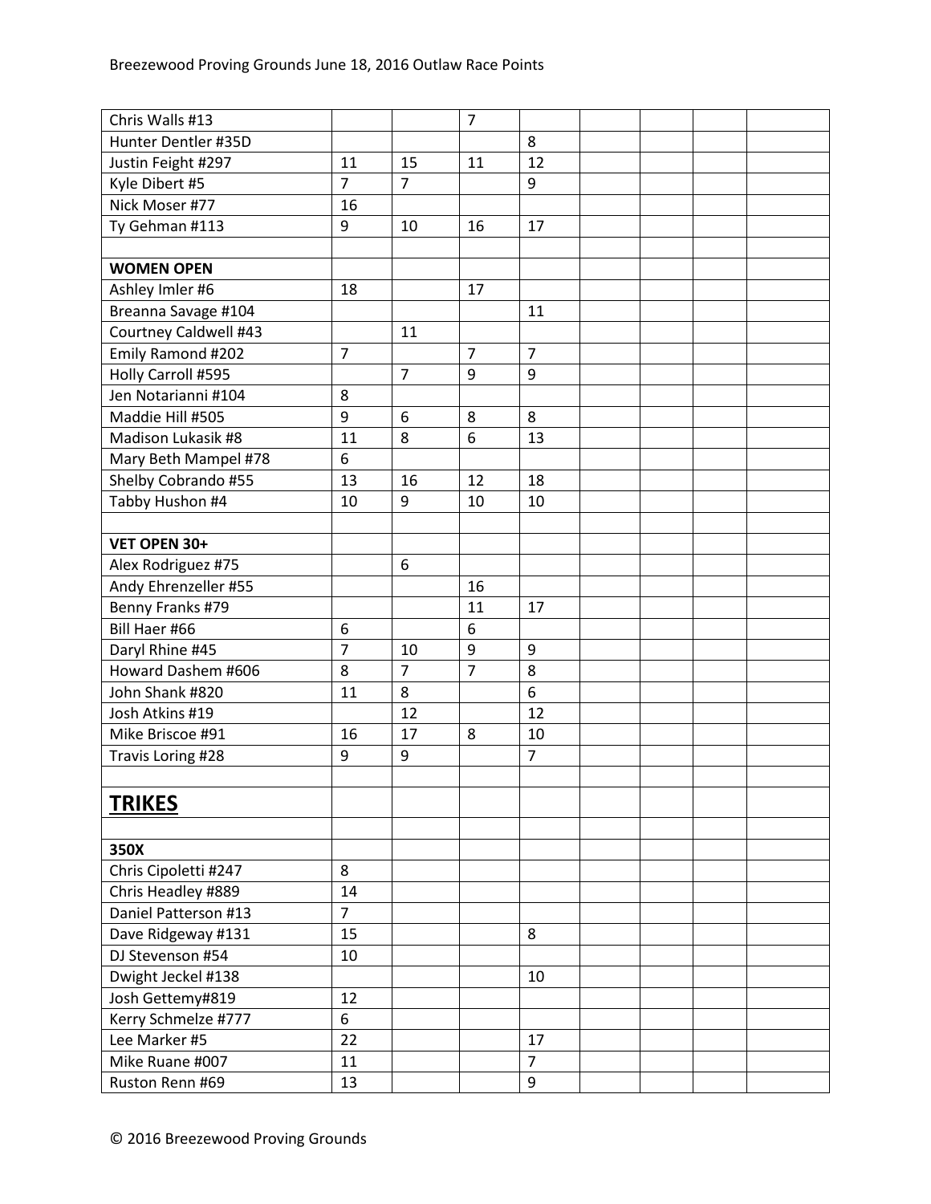| | | | | | | | | |
|---|---|---|---|---|---|---|---|---|
| Chris Walls #13 | | | 7 | | | | | |
| Hunter Dentler #35D | | | | 8 | | | | |
| Justin Feight #297 | 11 | 15 | 11 | 12 | | | | |
| Kyle Dibert #5 | 7 | 7 | | 9 | | | | |
| Nick Moser #77 | 16 | | | | | | | |
| Ty Gehman #113 | 9 | 10 | 16 | 17 | | | | |
| | | | | | | | | |
| **WOMEN OPEN** | | | | | | | | |
| Ashley Imler #6 | 18 | | 17 | | | | | |
| Breanna Savage #104 | | | | 11 | | | | |
| Courtney Caldwell #43 | | 11 | | | | | | |
| Emily Ramond #202 | 7 | | 7 | 7 | | | | |
| Holly Carroll #595 | | 7 | 9 | 9 | | | | |
| Jen Notarianni #104 | 8 | | | | | | | |
| Maddie Hill #505 | 9 | 6 | 8 | 8 | | | | |
| Madison Lukasik #8 | 11 | 8 | 6 | 13 | | | | |
| Mary Beth Mampel #78 | 6 | | | | | | | |
| Shelby Cobrando #55 | 13 | 16 | 12 | 18 | | | | |
| Tabby Hushon #4 | 10 | 9 | 10 | 10 | | | | |
| | | | | | | | | |
| **VET OPEN 30+** | | | | | | | | |
| Alex Rodriguez #75 | | 6 | | | | | | |
| Andy Ehrenzeller #55 | | | 16 | | | | | |
| Benny Franks #79 | | | 11 | 17 | | | | |
| Bill Haer #66 | 6 | | 6 | | | | | |
| Daryl Rhine #45 | 7 | 10 | 9 | 9 | | | | |
| Howard Dashem #606 | 8 | 7 | 7 | 8 | | | | |
| John Shank #820 | 11 | 8 | | 6 | | | | |
| Josh Atkins #19 | | 12 | | 12 | | | | |
| Mike Briscoe #91 | 16 | 17 | 8 | 10 | | | | |
| Travis Loring #28 | 9 | 9 | | 7 | | | | |
| | | | | | | | | |
| **TRIKES** | | | | | | | | |
| | | | | | | | | |
| **350X** | | | | | | | | |
| Chris Cipoletti #247 | 8 | | | | | | | |
| Chris Headley #889 | 14 | | | | | | | |
| Daniel Patterson #13 | 7 | | | | | | | |
| Dave Ridgeway #131 | 15 | | | 8 | | | | |
| DJ Stevenson #54 | 10 | | | | | | | |
| Dwight Jeckel #138 | | | | 10 | | | | |
| Josh Gettemy#819 | 12 | | | | | | | |
| Kerry Schmelze #777 | 6 | | | | | | | |
| Lee Marker #5 | 22 | | | 17 | | | | |
| Mike Ruane #007 | 11 | | | 7 | | | | |
| Ruston Renn #69 | 13 | | | 9 | | | | |

© 2016 Breezewood Proving Grounds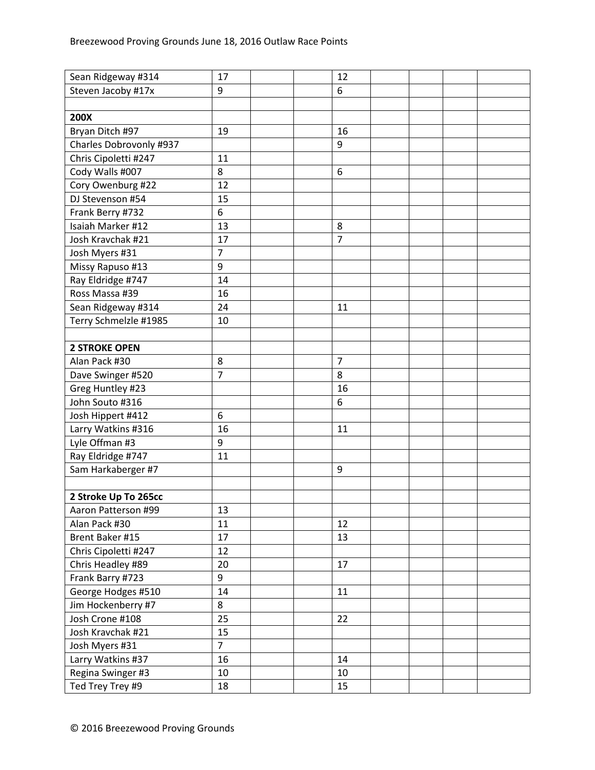| | | | | | | | | |
|---|---|---|---|---|---|---|---|---|
| Sean Ridgeway #314 | 17 | | | 12 | | | | |
| Steven Jacoby #17x | 9 | | | 6 | | | | |
| | | | | | | | | |
| **200X** | | | | | | | | |
| Bryan Ditch #97 | 19 | | | 16 | | | | |
| Charles Dobrovonly #937 | | | | 9 | | | | |
| Chris Cipoletti #247 | 11 | | | | | | | |
| Cody Walls #007 | 8 | | | 6 | | | | |
| Cory Owenburg #22 | 12 | | | | | | | |
| DJ Stevenson #54 | 15 | | | | | | | |
| Frank Berry #732 | 6 | | | | | | | |
| Isaiah Marker #12 | 13 | | | 8 | | | | |
| Josh Kravchak #21 | 17 | | | 7 | | | | |
| Josh Myers #31 | 7 | | | | | | | |
| Missy Rapuso #13 | 9 | | | | | | | |
| Ray Eldridge #747 | 14 | | | | | | | |
| Ross Massa #39 | 16 | | | | | | | |
| Sean Ridgeway #314 | 24 | | | 11 | | | | |
| Terry Schmelzle #1985 | 10 | | | | | | | |
| | | | | | | | | |
| **2 STROKE OPEN** | | | | | | | | |
| Alan Pack #30 | 8 | | | 7 | | | | |
| Dave Swinger #520 | 7 | | | 8 | | | | |
| Greg Huntley #23 | | | | 16 | | | | |
| John Souto #316 | | | | 6 | | | | |
| Josh Hippert #412 | 6 | | | | | | | |
| Larry Watkins #316 | 16 | | | 11 | | | | |
| Lyle Offman #3 | 9 | | | | | | | |
| Ray Eldridge #747 | 11 | | | | | | | |
| Sam Harkaberger #7 | | | | 9 | | | | |
| | | | | | | | | |
| **2 Stroke Up To 265cc** | | | | | | | | |
| Aaron Patterson #99 | 13 | | | | | | | |
| Alan Pack #30 | 11 | | | 12 | | | | |
| Brent Baker #15 | 17 | | | 13 | | | | |
| Chris Cipoletti #247 | 12 | | | | | | | |
| Chris Headley #89 | 20 | | | 17 | | | | |
| Frank Barry #723 | 9 | | | | | | | |
| George Hodges #510 | 14 | | | 11 | | | | |
| Jim Hockenberry #7 | 8 | | | | | | | |
| Josh Crone #108 | 25 | | | 22 | | | | |
| Josh Kravchak #21 | 15 | | | | | | | |
| Josh Myers #31 | 7 | | | | | | | |
| Larry Watkins #37 | 16 | | | 14 | | | | |
| Regina Swinger #3 | 10 | | | 10 | | | | |
| Ted Trey Trey #9 | 18 | | | 15 | | | | |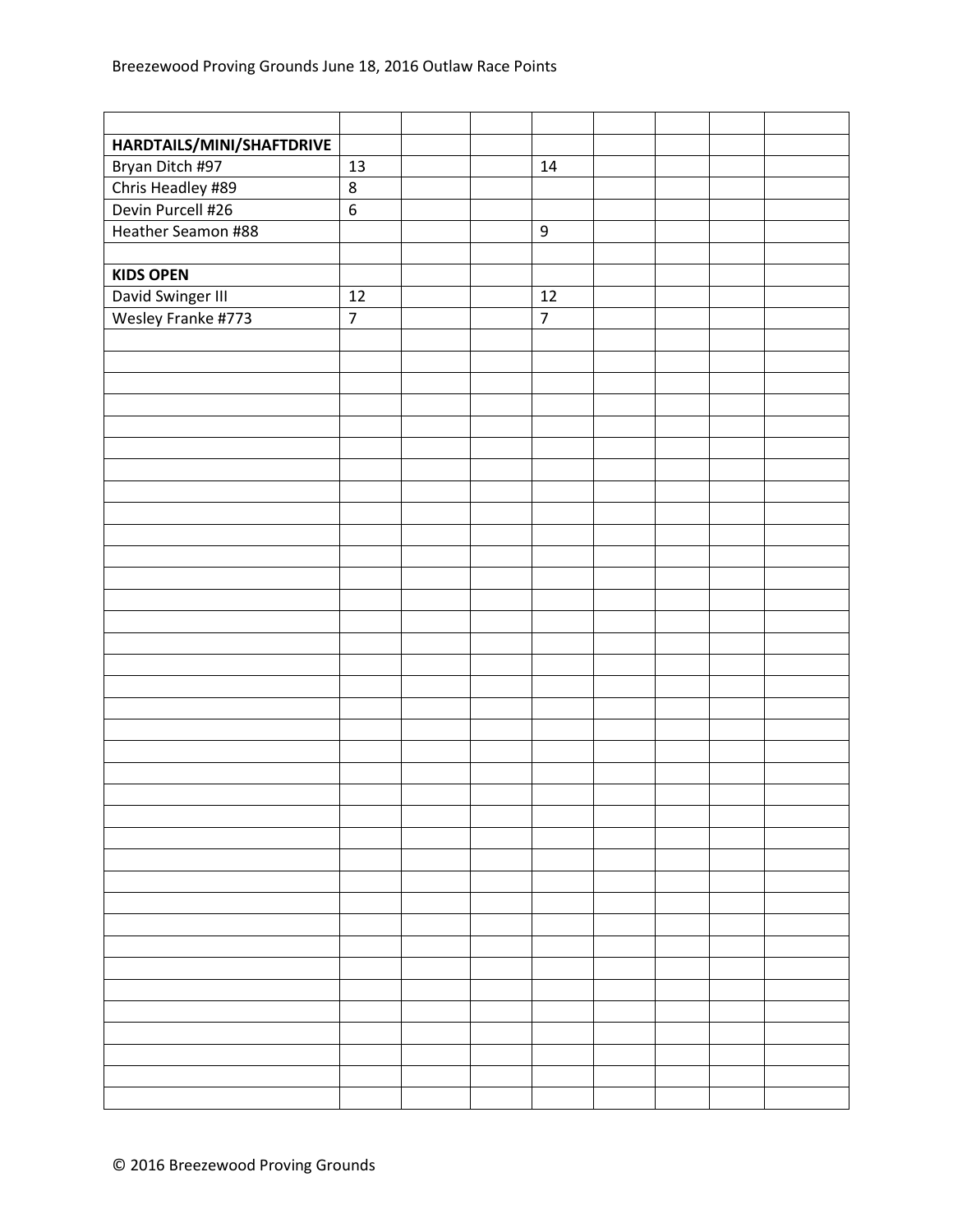| | | | | | | | | |
|---|---|---|---|---|---|---|---|---|
| **HARDTAILS/MINI/SHAFTDRIVE** | | | | | | | | |
| Bryan Ditch #97 | 13 | | | 14 | | | | |
| Chris Headley #89 | 8 | | | | | | | |
| Devin Purcell #26 | 6 | | | | | | | |
| Heather Seamon #88 | | | | 9 | | | | |
| | | | | | | | | |
| **KIDS OPEN** | | | | | | | | |
| David Swinger III | 12 | | | 12 | | | | |
| Wesley Franke #773 | 7 | | | 7 | | | | |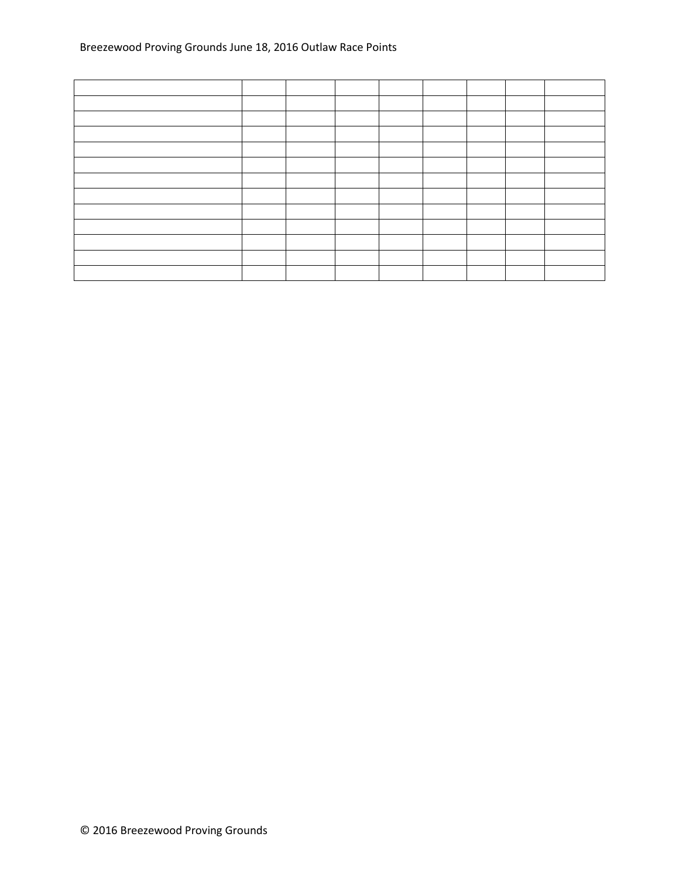Breezewood Proving Grounds June 18, 2016 Outlaw Race Points

| | | | | | | | | |
|---|---|---|---|---|---|---|---|---|
| | | | | | | | | |
| | | | | | | | | |
| | | | | | | | | |
| | | | | | | | | |
| | | | | | | | | |
| | | | | | | | | |
| | | | | | | | | |
| | | | | | | | | |
| | | | | | | | | |
| | | | | | | | | |
| | | | | | | | | |
| | | | | | | | | |